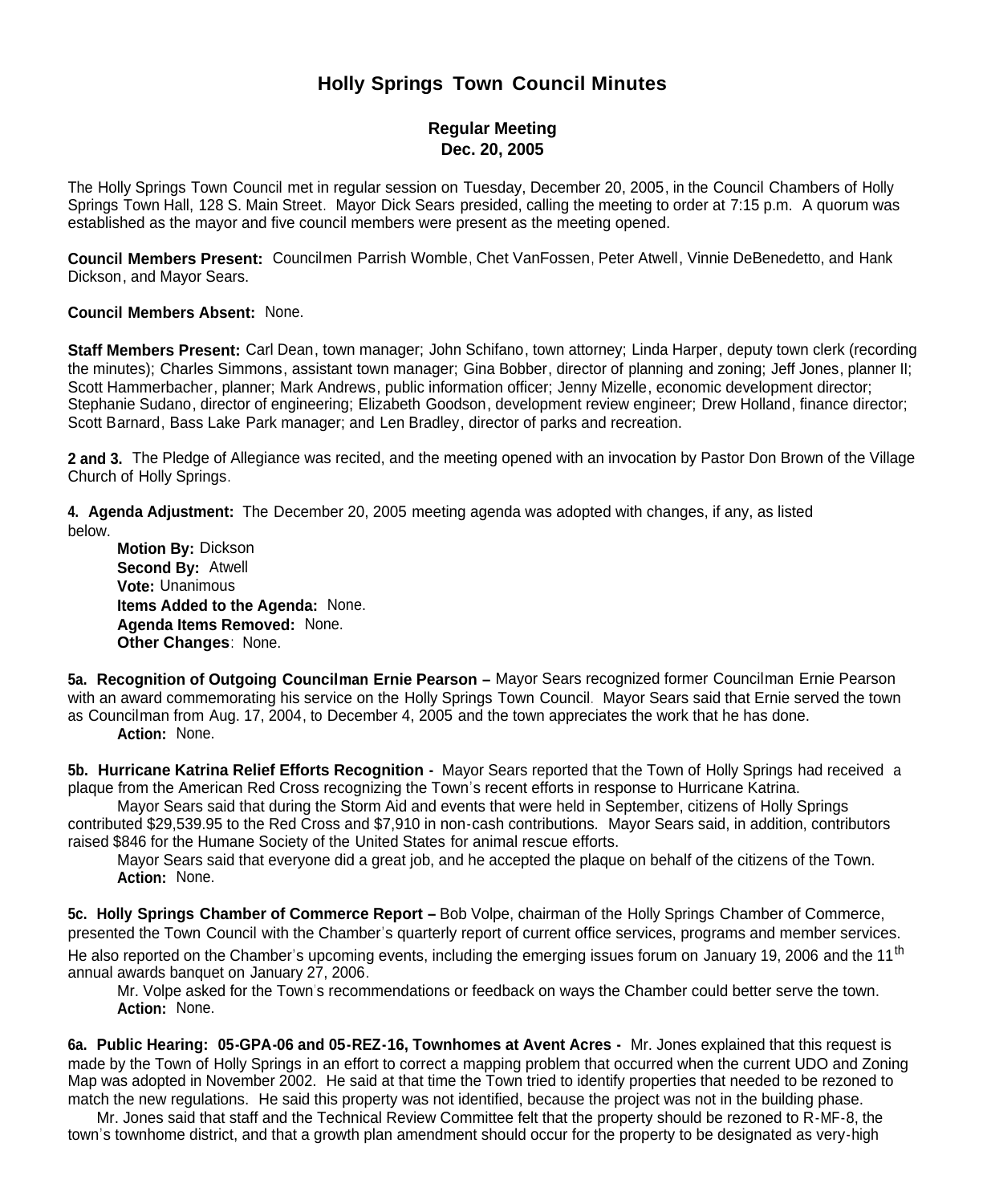# Holly Springs Town Council Minutes

## Regular Meeting
## Dec. 20, 2005

The Holly Springs Town Council met in regular session on Tuesday, December 20, 2005, in the Council Chambers of Holly Springs Town Hall, 128 S. Main Street. Mayor Dick Sears presided, calling the meeting to order at 7:15 p.m. A quorum was established as the mayor and five council members were present as the meeting opened.

**Council Members Present:** Councilmen Parrish Womble, Chet VanFossen, Peter Atwell, Vinnie DeBenedetto, and Hank Dickson, and Mayor Sears.

**Council Members Absent:** None.

**Staff Members Present:** Carl Dean, town manager; John Schifano, town attorney; Linda Harper, deputy town clerk (recording the minutes); Charles Simmons, assistant town manager; Gina Bobber, director of planning and zoning; Jeff Jones, planner II; Scott Hammerbacher, planner; Mark Andrews, public information officer; Jenny Mizelle, economic development director; Stephanie Sudano, director of engineering; Elizabeth Goodson, development review engineer; Drew Holland, finance director; Scott Barnard, Bass Lake Park manager; and Len Bradley, director of parks and recreation.

**2 and 3.** The Pledge of Allegiance was recited, and the meeting opened with an invocation by Pastor Don Brown of the Village Church of Holly Springs.

**4. Agenda Adjustment:** The December 20, 2005 meeting agenda was adopted with changes, if any, as listed below.

**Motion By:** Dickson
**Second By:** Atwell
**Vote:** Unanimous
**Items Added to the Agenda:** None.
**Agenda Items Removed:** None.
**Other Changes**: None.

**5a. Recognition of Outgoing Councilman Ernie Pearson –** Mayor Sears recognized former Councilman Ernie Pearson with an award commemorating his service on the Holly Springs Town Council. Mayor Sears said that Ernie served the town as Councilman from Aug. 17, 2004, to December 4, 2005 and the town appreciates the work that he has done.
**Action:** None.

**5b. Hurricane Katrina Relief Efforts Recognition -** Mayor Sears reported that the Town of Holly Springs had received a plaque from the American Red Cross recognizing the Town's recent efforts in response to Hurricane Katrina.

Mayor Sears said that during the Storm Aid and events that were held in September, citizens of Holly Springs contributed $29,539.95 to the Red Cross and $7,910 in non-cash contributions. Mayor Sears said, in addition, contributors raised $846 for the Humane Society of the United States for animal rescue efforts.

Mayor Sears said that everyone did a great job, and he accepted the plaque on behalf of the citizens of the Town.
**Action:** None.

**5c. Holly Springs Chamber of Commerce Report –** Bob Volpe, chairman of the Holly Springs Chamber of Commerce, presented the Town Council with the Chamber's quarterly report of current office services, programs and member services. He also reported on the Chamber's upcoming events, including the emerging issues forum on January 19, 2006 and the 11th annual awards banquet on January 27, 2006.

Mr. Volpe asked for the Town's recommendations or feedback on ways the Chamber could better serve the town.
**Action:** None.

**6a. Public Hearing: 05-GPA-06 and 05-REZ-16, Townhomes at Avent Acres -** Mr. Jones explained that this request is made by the Town of Holly Springs in an effort to correct a mapping problem that occurred when the current UDO and Zoning Map was adopted in November 2002. He said at that time the Town tried to identify properties that needed to be rezoned to match the new regulations. He said this property was not identified, because the project was not in the building phase.

Mr. Jones said that staff and the Technical Review Committee felt that the property should be rezoned to R-MF-8, the town's townhome district, and that a growth plan amendment should occur for the property to be designated as very-high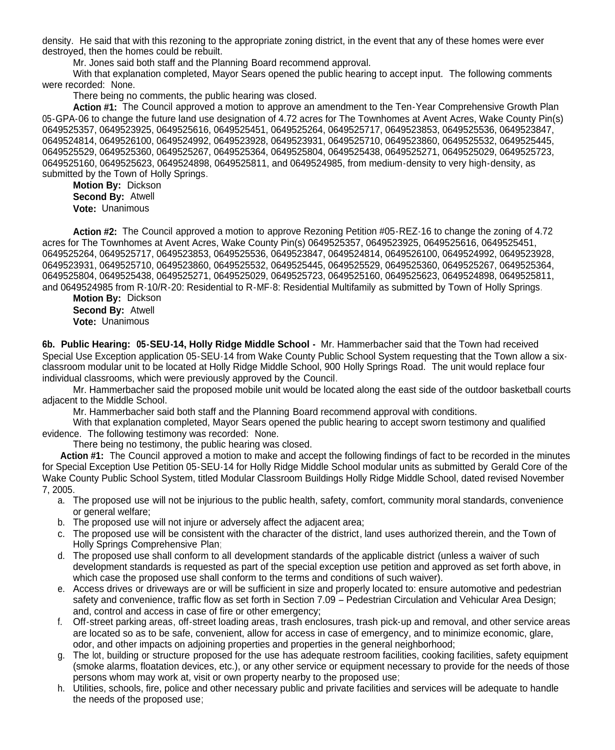density. He said that with this rezoning to the appropriate zoning district, in the event that any of these homes were ever destroyed, then the homes could be rebuilt.

Mr. Jones said both staff and the Planning Board recommend approval.

With that explanation completed, Mayor Sears opened the public hearing to accept input. The following comments were recorded: None.

There being no comments, the public hearing was closed.

**Action #1:** The Council approved a motion to approve an amendment to the Ten-Year Comprehensive Growth Plan 05-GPA-06 to change the future land use designation of 4.72 acres for The Townhomes at Avent Acres, Wake County Pin(s) 0649525357, 0649523925, 0649525616, 0649525451, 0649525264, 0649525717, 0649523853, 0649525536, 0649523847, 0649524814, 0649526100, 0649524992, 0649523928, 0649523931, 0649525710, 0649523860, 0649525532, 0649525445, 0649525529, 0649525360, 0649525267, 0649525364, 0649525804, 0649525438, 0649525271, 0649525029, 0649525723, 0649525160, 0649525623, 0649524898, 0649525811, and 0649524985, from medium-density to very high-density, as submitted by the Town of Holly Springs.

**Motion By:** Dickson
**Second By:** Atwell
**Vote:** Unanimous

**Action #2:** The Council approved a motion to approve Rezoning Petition #05-REZ-16 to change the zoning of 4.72 acres for The Townhomes at Avent Acres, Wake County Pin(s) 0649525357, 0649523925, 0649525616, 0649525451, 0649525264, 0649525717, 0649523853, 0649525536, 0649523847, 0649524814, 0649526100, 0649524992, 0649523928, 0649523931, 0649525710, 0649523860, 0649525532, 0649525445, 0649525529, 0649525360, 0649525267, 0649525364, 0649525804, 0649525438, 0649525271, 0649525029, 0649525723, 0649525160, 0649525623, 0649524898, 0649525811, and 0649524985 from R-10/R-20: Residential to R-MF-8: Residential Multifamily as submitted by Town of Holly Springs.

**Motion By:** Dickson
**Second By:** Atwell
**Vote:** Unanimous

**6b. Public Hearing: 05-SEU-14, Holly Ridge Middle School -** Mr. Hammerbacher said that the Town had received Special Use Exception application 05-SEU-14 from Wake County Public School System requesting that the Town allow a six-classroom modular unit to be located at Holly Ridge Middle School, 900 Holly Springs Road. The unit would replace four individual classrooms, which were previously approved by the Council.

Mr. Hammerbacher said the proposed mobile unit would be located along the east side of the outdoor basketball courts adjacent to the Middle School.

Mr. Hammerbacher said both staff and the Planning Board recommend approval with conditions.

With that explanation completed, Mayor Sears opened the public hearing to accept sworn testimony and qualified evidence. The following testimony was recorded: None.

There being no testimony, the public hearing was closed.

**Action #1:** The Council approved a motion to make and accept the following findings of fact to be recorded in the minutes for Special Exception Use Petition 05-SEU-14 for Holly Ridge Middle School modular units as submitted by Gerald Core of the Wake County Public School System, titled Modular Classroom Buildings Holly Ridge Middle School, dated revised November 7, 2005.

a. The proposed use will not be injurious to the public health, safety, comfort, community moral standards, convenience or general welfare;
b. The proposed use will not injure or adversely affect the adjacent area;
c. The proposed use will be consistent with the character of the district, land uses authorized therein, and the Town of Holly Springs Comprehensive Plan;
d. The proposed use shall conform to all development standards of the applicable district (unless a waiver of such development standards is requested as part of the special exception use petition and approved as set forth above, in which case the proposed use shall conform to the terms and conditions of such waiver).
e. Access drives or driveways are or will be sufficient in size and properly located to: ensure automotive and pedestrian safety and convenience, traffic flow as set forth in Section 7.09 – Pedestrian Circulation and Vehicular Area Design; and, control and access in case of fire or other emergency;
f. Off-street parking areas, off-street loading areas, trash enclosures, trash pick-up and removal, and other service areas are located so as to be safe, convenient, allow for access in case of emergency, and to minimize economic, glare, odor, and other impacts on adjoining properties and properties in the general neighborhood;
g. The lot, building or structure proposed for the use has adequate restroom facilities, cooking facilities, safety equipment (smoke alarms, floatation devices, etc.), or any other service or equipment necessary to provide for the needs of those persons whom may work at, visit or own property nearby to the proposed use;
h. Utilities, schools, fire, police and other necessary public and private facilities and services will be adequate to handle the needs of the proposed use;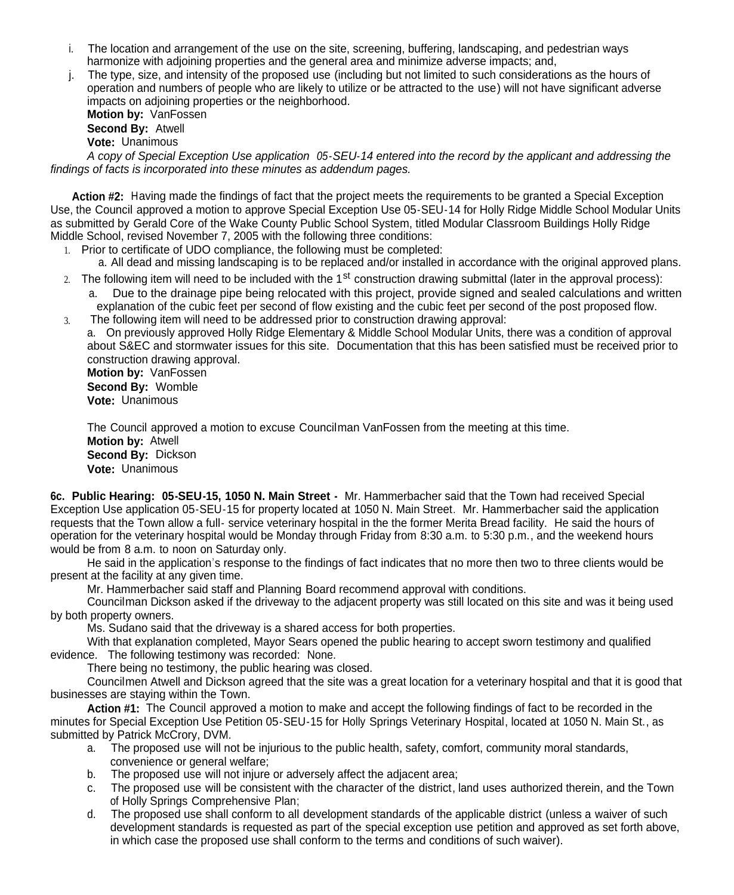i. The location and arrangement of the use on the site, screening, buffering, landscaping, and pedestrian ways harmonize with adjoining properties and the general area and minimize adverse impacts; and,

j. The type, size, and intensity of the proposed use (including but not limited to such considerations as the hours of operation and numbers of people who are likely to utilize or be attracted to the use) will not have significant adverse impacts on adjoining properties or the neighborhood.

**Motion by:** VanFossen
**Second By:** Atwell
**Vote:** Unanimous

*A copy of Special Exception Use application 05-SEU-14 entered into the record by the applicant and addressing the findings of facts is incorporated into these minutes as addendum pages.*

**Action #2:** Having made the findings of fact that the project meets the requirements to be granted a Special Exception Use, the Council approved a motion to approve Special Exception Use 05-SEU-14 for Holly Ridge Middle School Modular Units as submitted by Gerald Core of the Wake County Public School System, titled Modular Classroom Buildings Holly Ridge Middle School, revised November 7, 2005 with the following three conditions:

1. Prior to certificate of UDO compliance, the following must be completed:
   a. All dead and missing landscaping is to be replaced and/or installed in accordance with the original approved plans.
2. The following item will need to be included with the 1st construction drawing submittal (later in the approval process):
   a. Due to the drainage pipe being relocated with this project, provide signed and sealed calculations and written explanation of the cubic feet per second of flow existing and the cubic feet per second of the post proposed flow.
3. The following item will need to be addressed prior to construction drawing approval:
   a. On previously approved Holly Ridge Elementary & Middle School Modular Units, there was a condition of approval about S&EC and stormwater issues for this site. Documentation that this has been satisfied must be received prior to construction drawing approval.

**Motion by:** VanFossen
**Second By:** Womble
**Vote:** Unanimous

The Council approved a motion to excuse Councilman VanFossen from the meeting at this time.
**Motion by:** Atwell
**Second By:** Dickson
**Vote:** Unanimous

**6c. Public Hearing: 05-SEU-15, 1050 N. Main Street -** Mr. Hammerbacher said that the Town had received Special Exception Use application 05-SEU-15 for property located at 1050 N. Main Street. Mr. Hammerbacher said the application requests that the Town allow a full- service veterinary hospital in the the former Merita Bread facility. He said the hours of operation for the veterinary hospital would be Monday through Friday from 8:30 a.m. to 5:30 p.m., and the weekend hours would be from 8 a.m. to noon on Saturday only.

He said in the application's response to the findings of fact indicates that no more then two to three clients would be present at the facility at any given time.

Mr. Hammerbacher said staff and Planning Board recommend approval with conditions.

Councilman Dickson asked if the driveway to the adjacent property was still located on this site and was it being used by both property owners.

Ms. Sudano said that the driveway is a shared access for both properties.

With that explanation completed, Mayor Sears opened the public hearing to accept sworn testimony and qualified evidence. The following testimony was recorded: None.

There being no testimony, the public hearing was closed.

Councilmen Atwell and Dickson agreed that the site was a great location for a veterinary hospital and that it is good that businesses are staying within the Town.

**Action #1:** The Council approved a motion to make and accept the following findings of fact to be recorded in the minutes for Special Exception Use Petition 05-SEU-15 for Holly Springs Veterinary Hospital, located at 1050 N. Main St., as submitted by Patrick McCrory, DVM.

a. The proposed use will not be injurious to the public health, safety, comfort, community moral standards, convenience or general welfare;
b. The proposed use will not injure or adversely affect the adjacent area;
c. The proposed use will be consistent with the character of the district, land uses authorized therein, and the Town of Holly Springs Comprehensive Plan;
d. The proposed use shall conform to all development standards of the applicable district (unless a waiver of such development standards is requested as part of the special exception use petition and approved as set forth above, in which case the proposed use shall conform to the terms and conditions of such waiver).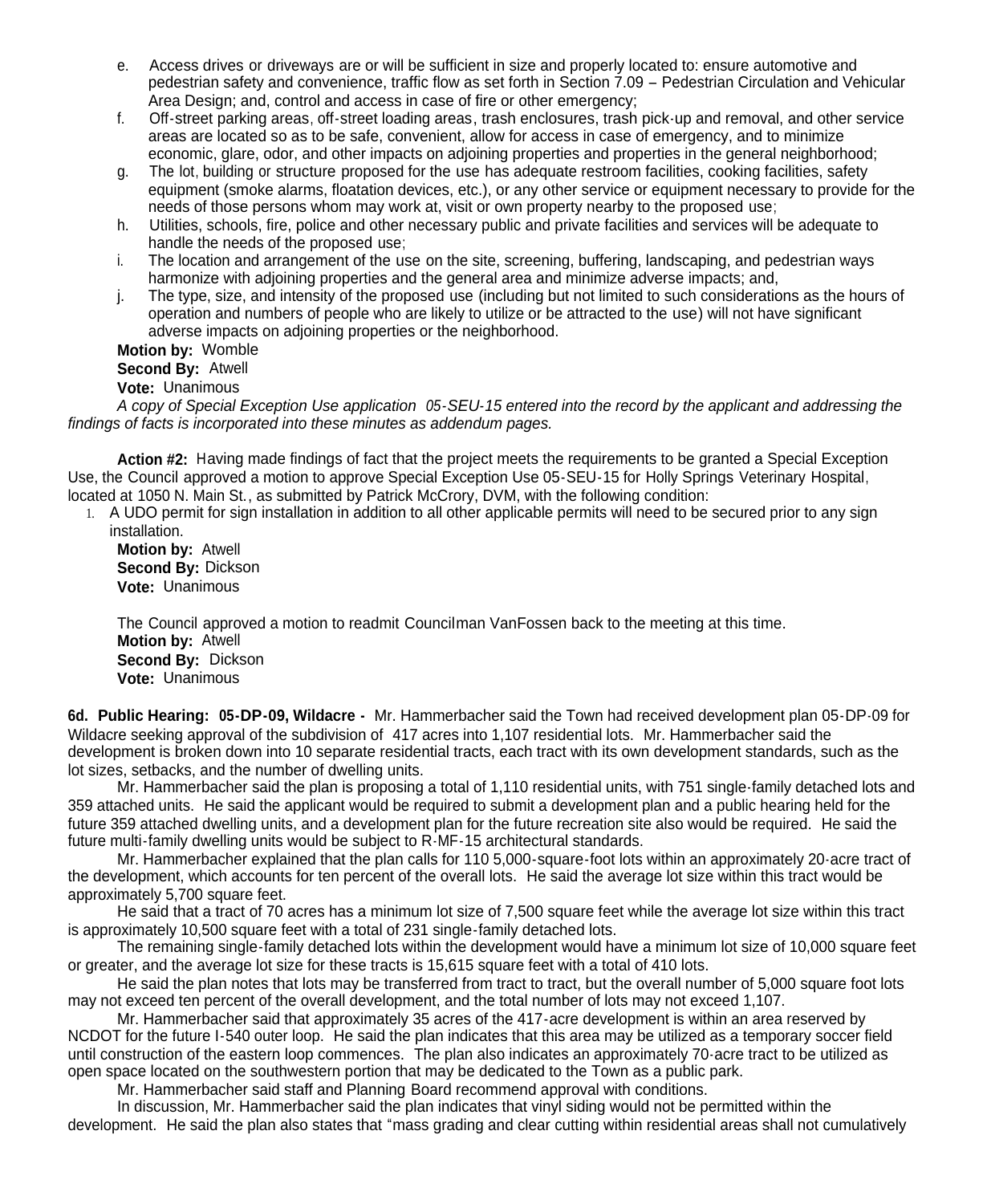e. Access drives or driveways are or will be sufficient in size and properly located to: ensure automotive and pedestrian safety and convenience, traffic flow as set forth in Section 7.09 – Pedestrian Circulation and Vehicular Area Design; and, control and access in case of fire or other emergency;

f. Off-street parking areas, off-street loading areas, trash enclosures, trash pick-up and removal, and other service areas are located so as to be safe, convenient, allow for access in case of emergency, and to minimize economic, glare, odor, and other impacts on adjoining properties and properties in the general neighborhood;

g. The lot, building or structure proposed for the use has adequate restroom facilities, cooking facilities, safety equipment (smoke alarms, floatation devices, etc.), or any other service or equipment necessary to provide for the needs of those persons whom may work at, visit or own property nearby to the proposed use;

h. Utilities, schools, fire, police and other necessary public and private facilities and services will be adequate to handle the needs of the proposed use;

i. The location and arrangement of the use on the site, screening, buffering, landscaping, and pedestrian ways harmonize with adjoining properties and the general area and minimize adverse impacts; and,

j. The type, size, and intensity of the proposed use (including but not limited to such considerations as the hours of operation and numbers of people who are likely to utilize or be attracted to the use) will not have significant adverse impacts on adjoining properties or the neighborhood.

**Motion by:** Womble
**Second By:** Atwell
**Vote:** Unanimous

*A copy of Special Exception Use application 05-SEU-15 entered into the record by the applicant and addressing the findings of facts is incorporated into these minutes as addendum pages.*

**Action #2:** Having made findings of fact that the project meets the requirements to be granted a Special Exception Use, the Council approved a motion to approve Special Exception Use 05-SEU-15 for Holly Springs Veterinary Hospital, located at 1050 N. Main St., as submitted by Patrick McCrory, DVM, with the following condition:

1. A UDO permit for sign installation in addition to all other applicable permits will need to be secured prior to any sign installation.

**Motion by:** Atwell
**Second By:** Dickson
**Vote:** Unanimous

The Council approved a motion to readmit Councilman VanFossen back to the meeting at this time.
**Motion by:** Atwell
**Second By:** Dickson
**Vote:** Unanimous

**6d. Public Hearing: 05-DP-09, Wildacre -** Mr. Hammerbacher said the Town had received development plan 05-DP-09 for Wildacre seeking approval of the subdivision of 417 acres into 1,107 residential lots. Mr. Hammerbacher said the development is broken down into 10 separate residential tracts, each tract with its own development standards, such as the lot sizes, setbacks, and the number of dwelling units.

Mr. Hammerbacher said the plan is proposing a total of 1,110 residential units, with 751 single-family detached lots and 359 attached units. He said the applicant would be required to submit a development plan and a public hearing held for the future 359 attached dwelling units, and a development plan for the future recreation site also would be required. He said the future multi-family dwelling units would be subject to R-MF-15 architectural standards.

Mr. Hammerbacher explained that the plan calls for 110 5,000-square-foot lots within an approximately 20-acre tract of the development, which accounts for ten percent of the overall lots. He said the average lot size within this tract would be approximately 5,700 square feet.

He said that a tract of 70 acres has a minimum lot size of 7,500 square feet while the average lot size within this tract is approximately 10,500 square feet with a total of 231 single-family detached lots.

The remaining single-family detached lots within the development would have a minimum lot size of 10,000 square feet or greater, and the average lot size for these tracts is 15,615 square feet with a total of 410 lots.

He said the plan notes that lots may be transferred from tract to tract, but the overall number of 5,000 square foot lots may not exceed ten percent of the overall development, and the total number of lots may not exceed 1,107.

Mr. Hammerbacher said that approximately 35 acres of the 417-acre development is within an area reserved by NCDOT for the future I-540 outer loop. He said the plan indicates that this area may be utilized as a temporary soccer field until construction of the eastern loop commences. The plan also indicates an approximately 70-acre tract to be utilized as open space located on the southwestern portion that may be dedicated to the Town as a public park.

Mr. Hammerbacher said staff and Planning Board recommend approval with conditions.

In discussion, Mr. Hammerbacher said the plan indicates that vinyl siding would not be permitted within the development. He said the plan also states that "mass grading and clear cutting within residential areas shall not cumulatively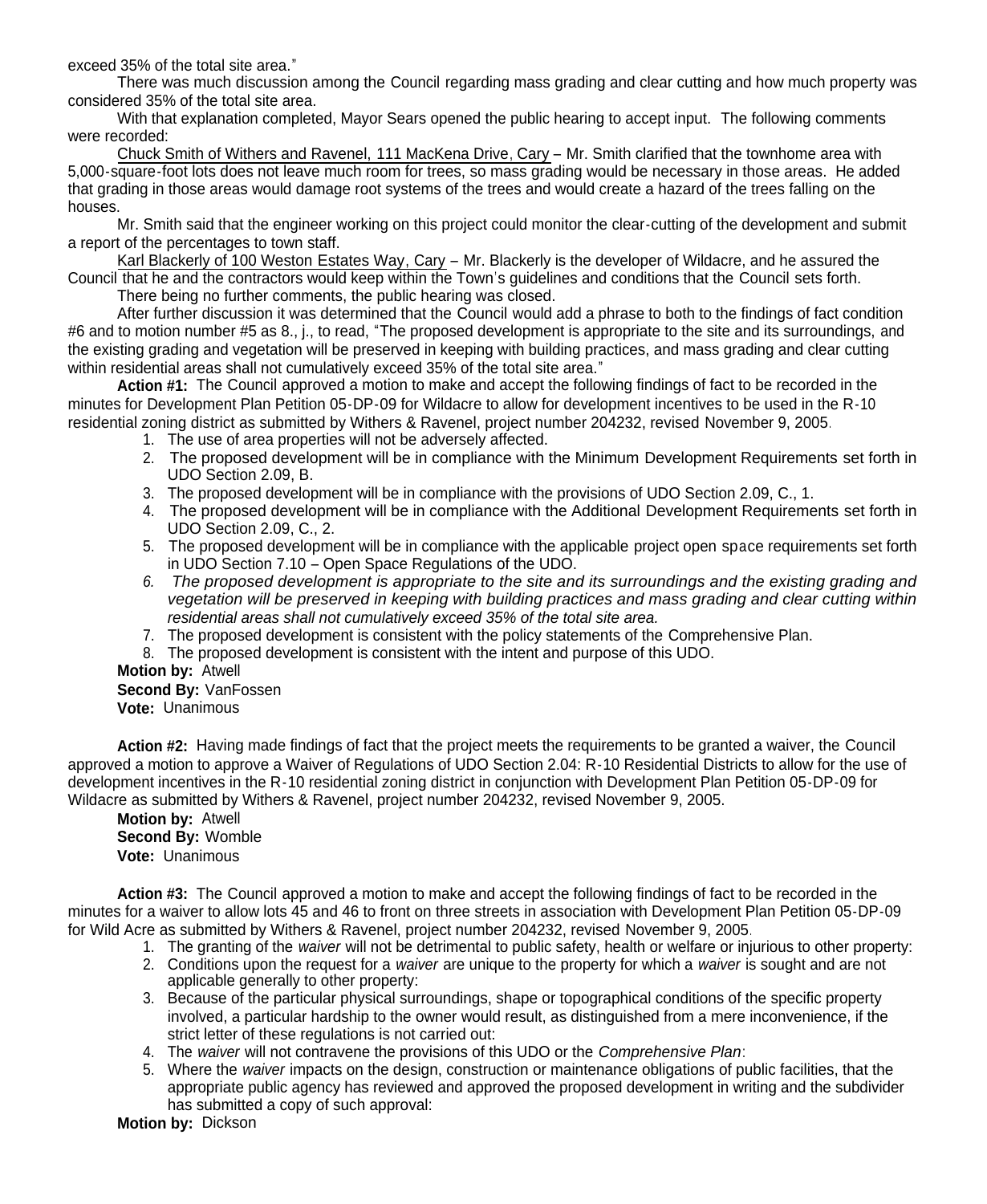exceed 35% of the total site area."

There was much discussion among the Council regarding mass grading and clear cutting and how much property was considered 35% of the total site area.

With that explanation completed, Mayor Sears opened the public hearing to accept input. The following comments were recorded:

Chuck Smith of Withers and Ravenel, 111 MacKena Drive, Cary – Mr. Smith clarified that the townhome area with 5,000-square-foot lots does not leave much room for trees, so mass grading would be necessary in those areas. He added that grading in those areas would damage root systems of the trees and would create a hazard of the trees falling on the houses.

Mr. Smith said that the engineer working on this project could monitor the clear-cutting of the development and submit a report of the percentages to town staff.

Karl Blackerly of 100 Weston Estates Way, Cary – Mr. Blackerly is the developer of Wildacre, and he assured the Council that he and the contractors would keep within the Town's guidelines and conditions that the Council sets forth.

There being no further comments, the public hearing was closed.

After further discussion it was determined that the Council would add a phrase to both to the findings of fact condition #6 and to motion number #5 as 8., j., to read, "The proposed development is appropriate to the site and its surroundings, and the existing grading and vegetation will be preserved in keeping with building practices, and mass grading and clear cutting within residential areas shall not cumulatively exceed 35% of the total site area."

**Action #1:** The Council approved a motion to make and accept the following findings of fact to be recorded in the minutes for Development Plan Petition 05-DP-09 for Wildacre to allow for development incentives to be used in the R-10 residential zoning district as submitted by Withers & Ravenel, project number 204232, revised November 9, 2005.

1. The use of area properties will not be adversely affected.
2. The proposed development will be in compliance with the Minimum Development Requirements set forth in UDO Section 2.09, B.
3. The proposed development will be in compliance with the provisions of UDO Section 2.09, C., 1.
4. The proposed development will be in compliance with the Additional Development Requirements set forth in UDO Section 2.09, C., 2.
5. The proposed development will be in compliance with the applicable project open space requirements set forth in UDO Section 7.10 – Open Space Regulations of the UDO.
6. *The proposed development is appropriate to the site and its surroundings and the existing grading and vegetation will be preserved in keeping with building practices and mass grading and clear cutting within residential areas shall not cumulatively exceed 35% of the total site area.*
7. The proposed development is consistent with the policy statements of the Comprehensive Plan.
8. The proposed development is consistent with the intent and purpose of this UDO.

**Motion by:** Atwell
**Second By:** VanFossen
**Vote:** Unanimous

**Action #2:** Having made findings of fact that the project meets the requirements to be granted a waiver, the Council approved a motion to approve a Waiver of Regulations of UDO Section 2.04: R-10 Residential Districts to allow for the use of development incentives in the R-10 residential zoning district in conjunction with Development Plan Petition 05-DP-09 for Wildacre as submitted by Withers & Ravenel, project number 204232, revised November 9, 2005.

**Motion by:** Atwell
**Second By:** Womble
**Vote:** Unanimous

**Action #3:** The Council approved a motion to make and accept the following findings of fact to be recorded in the minutes for a waiver to allow lots 45 and 46 to front on three streets in association with Development Plan Petition 05-DP-09 for Wild Acre as submitted by Withers & Ravenel, project number 204232, revised November 9, 2005.

1. The granting of the *waiver* will not be detrimental to public safety, health or welfare or injurious to other property:
2. Conditions upon the request for a *waiver* are unique to the property for which a *waiver* is sought and are not applicable generally to other property:
3. Because of the particular physical surroundings, shape or topographical conditions of the specific property involved, a particular hardship to the owner would result, as distinguished from a mere inconvenience, if the strict letter of these regulations is not carried out:
4. The *waiver* will not contravene the provisions of this UDO or the *Comprehensive Plan*:
5. Where the *waiver* impacts on the design, construction or maintenance obligations of public facilities, that the appropriate public agency has reviewed and approved the proposed development in writing and the subdivider has submitted a copy of such approval:

**Motion by:** Dickson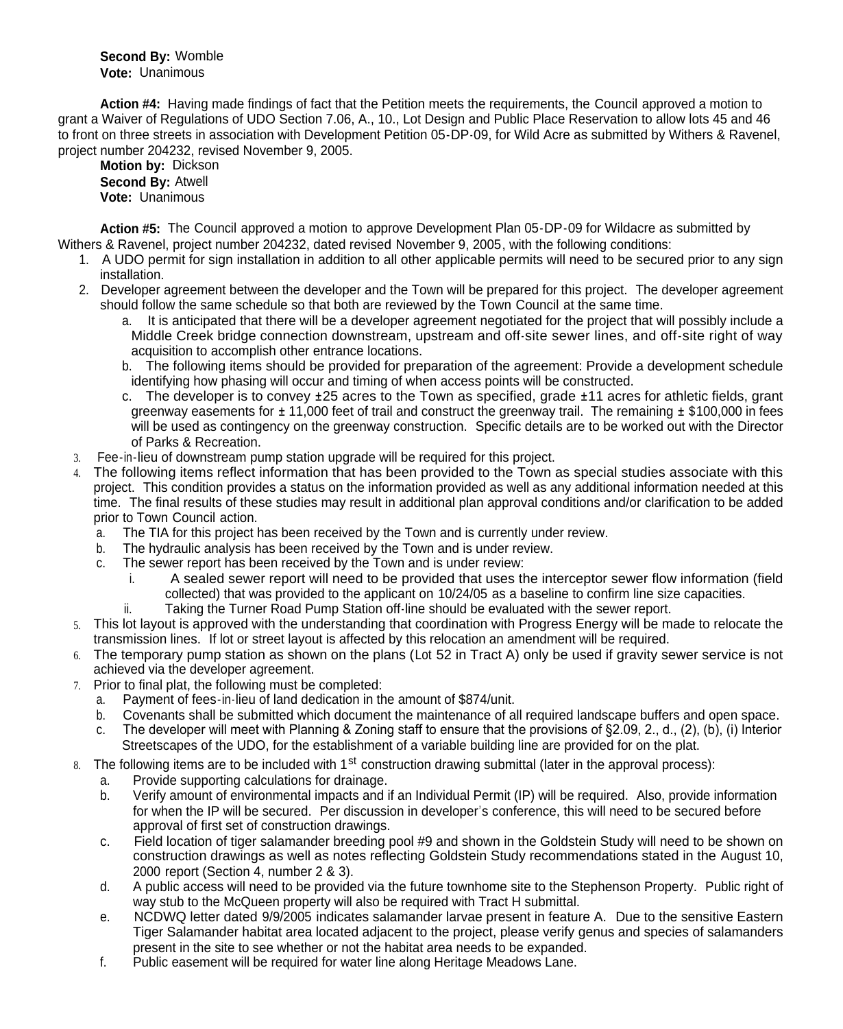**Second By:** Womble
**Vote:** Unanimous

**Action #4:** Having made findings of fact that the Petition meets the requirements, the Council approved a motion to grant a Waiver of Regulations of UDO Section 7.06, A., 10., Lot Design and Public Place Reservation to allow lots 45 and 46 to front on three streets in association with Development Petition 05-DP-09, for Wild Acre as submitted by Withers & Ravenel, project number 204232, revised November 9, 2005.
**Motion by:** Dickson
**Second By:** Atwell
**Vote:** Unanimous

**Action #5:** The Council approved a motion to approve Development Plan 05-DP-09 for Wildacre as submitted by Withers & Ravenel, project number 204232, dated revised November 9, 2005, with the following conditions:

1. A UDO permit for sign installation in addition to all other applicable permits will need to be secured prior to any sign installation.
2. Developer agreement between the developer and the Town will be prepared for this project. The developer agreement should follow the same schedule so that both are reviewed by the Town Council at the same time.
   a. It is anticipated that there will be a developer agreement negotiated for the project that will possibly include a Middle Creek bridge connection downstream, upstream and off-site sewer lines, and off-site right of way acquisition to accomplish other entrance locations.
   b. The following items should be provided for preparation of the agreement: Provide a development schedule identifying how phasing will occur and timing of when access points will be constructed.
   c. The developer is to convey ±25 acres to the Town as specified, grade ±11 acres for athletic fields, grant greenway easements for ± 11,000 feet of trail and construct the greenway trail. The remaining ± $100,000 in fees will be used as contingency on the greenway construction. Specific details are to be worked out with the Director of Parks & Recreation.
3. Fee-in-lieu of downstream pump station upgrade will be required for this project.
4. The following items reflect information that has been provided to the Town as special studies associate with this project. This condition provides a status on the information provided as well as any additional information needed at this time. The final results of these studies may result in additional plan approval conditions and/or clarification to be added prior to Town Council action.
   a. The TIA for this project has been received by the Town and is currently under review.
   b. The hydraulic analysis has been received by the Town and is under review.
   c. The sewer report has been received by the Town and is under review:
      i. A sealed sewer report will need to be provided that uses the interceptor sewer flow information (field collected) that was provided to the applicant on 10/24/05 as a baseline to confirm line size capacities.
      ii. Taking the Turner Road Pump Station off-line should be evaluated with the sewer report.
5. This lot layout is approved with the understanding that coordination with Progress Energy will be made to relocate the transmission lines. If lot or street layout is affected by this relocation an amendment will be required.
6. The temporary pump station as shown on the plans (Lot 52 in Tract A) only be used if gravity sewer service is not achieved via the developer agreement.
7. Prior to final plat, the following must be completed:
   a. Payment of fees-in-lieu of land dedication in the amount of $874/unit.
   b. Covenants shall be submitted which document the maintenance of all required landscape buffers and open space.
   c. The developer will meet with Planning & Zoning staff to ensure that the provisions of §2.09, 2., d., (2), (b), (i) Interior Streetscapes of the UDO, for the establishment of a variable building line are provided for on the plat.
8. The following items are to be included with 1st construction drawing submittal (later in the approval process):
   a. Provide supporting calculations for drainage.
   b. Verify amount of environmental impacts and if an Individual Permit (IP) will be required. Also, provide information for when the IP will be secured. Per discussion in developer's conference, this will need to be secured before approval of first set of construction drawings.
   c. Field location of tiger salamander breeding pool #9 and shown in the Goldstein Study will need to be shown on construction drawings as well as notes reflecting Goldstein Study recommendations stated in the August 10, 2000 report (Section 4, number 2 & 3).
   d. A public access will need to be provided via the future townhome site to the Stephenson Property. Public right of way stub to the McQueen property will also be required with Tract H submittal.
   e. NCDWQ letter dated 9/9/2005 indicates salamander larvae present in feature A. Due to the sensitive Eastern Tiger Salamander habitat area located adjacent to the project, please verify genus and species of salamanders present in the site to see whether or not the habitat area needs to be expanded.
   f. Public easement will be required for water line along Heritage Meadows Lane.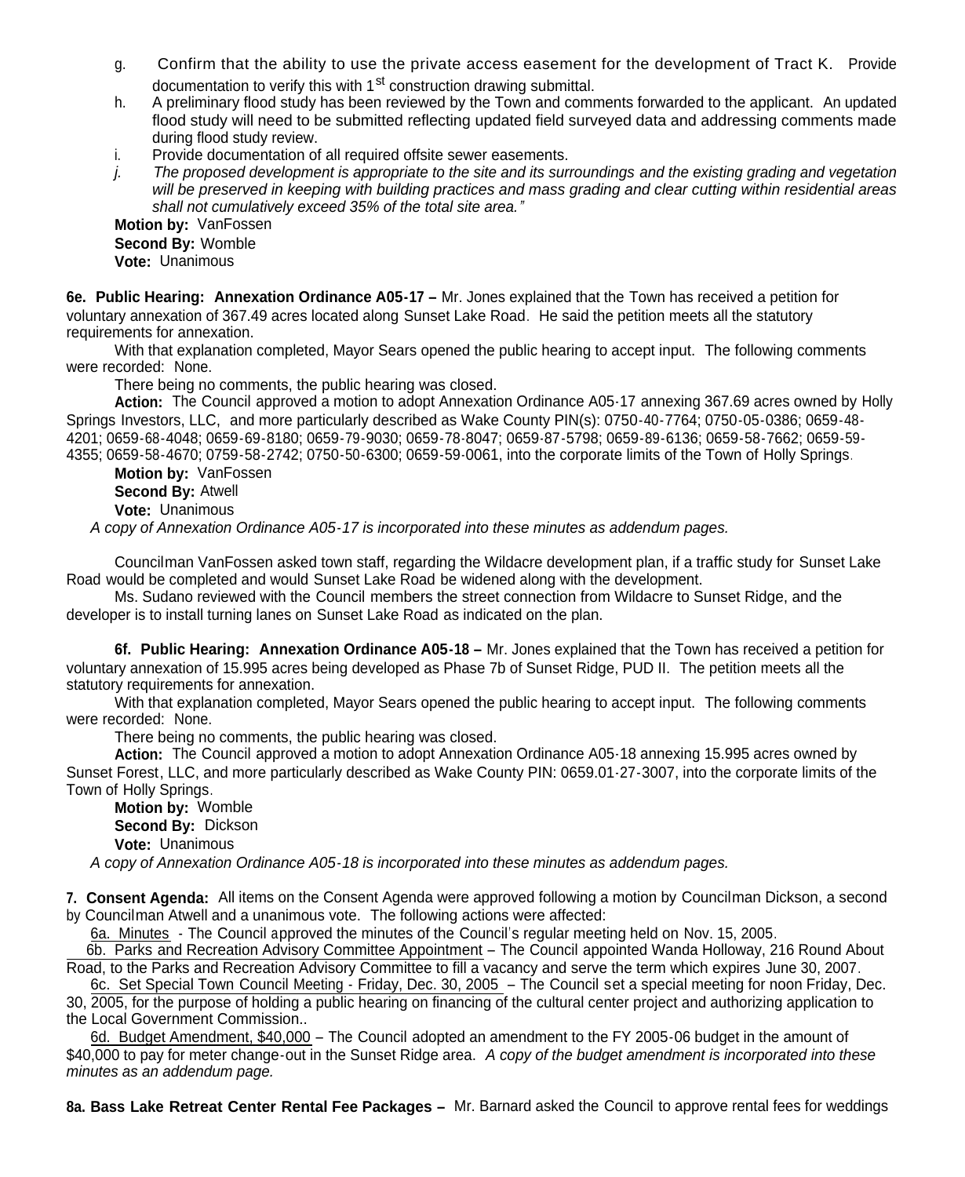g. Confirm that the ability to use the private access easement for the development of Tract K. Provide documentation to verify this with 1st construction drawing submittal.

h. A preliminary flood study has been reviewed by the Town and comments forwarded to the applicant. An updated flood study will need to be submitted reflecting updated field surveyed data and addressing comments made during flood study review.

i. Provide documentation of all required offsite sewer easements.

*j. The proposed development is appropriate to the site and its surroundings and the existing grading and vegetation will be preserved in keeping with building practices and mass grading and clear cutting within residential areas shall not cumulatively exceed 35% of the total site area."*

**Motion by:** VanFossen
**Second By:** Womble
**Vote:** Unanimous

**6e. Public Hearing: Annexation Ordinance A05-17 –** Mr. Jones explained that the Town has received a petition for voluntary annexation of 367.49 acres located along Sunset Lake Road. He said the petition meets all the statutory requirements for annexation.

With that explanation completed, Mayor Sears opened the public hearing to accept input. The following comments were recorded: None.

There being no comments, the public hearing was closed.

**Action:** The Council approved a motion to adopt Annexation Ordinance A05-17 annexing 367.69 acres owned by Holly Springs Investors, LLC, and more particularly described as Wake County PIN(s): 0750-40-7764; 0750-05-0386; 0659-48-4201; 0659-68-4048; 0659-69-8180; 0659-79-9030; 0659-78-8047; 0659-87-5798; 0659-89-6136; 0659-58-7662; 0659-59-4355; 0659-58-4670; 0759-58-2742; 0750-50-6300; 0659-59-0061, into the corporate limits of the Town of Holly Springs.

**Motion by:** VanFossen
**Second By:** Atwell
**Vote:** Unanimous

*A copy of Annexation Ordinance A05-17 is incorporated into these minutes as addendum pages.*

Councilman VanFossen asked town staff, regarding the Wildacre development plan, if a traffic study for Sunset Lake Road would be completed and would Sunset Lake Road be widened along with the development.

Ms. Sudano reviewed with the Council members the street connection from Wildacre to Sunset Ridge, and the developer is to install turning lanes on Sunset Lake Road as indicated on the plan.

**6f. Public Hearing: Annexation Ordinance A05-18 –** Mr. Jones explained that the Town has received a petition for voluntary annexation of 15.995 acres being developed as Phase 7b of Sunset Ridge, PUD II. The petition meets all the statutory requirements for annexation.

With that explanation completed, Mayor Sears opened the public hearing to accept input. The following comments were recorded: None.

There being no comments, the public hearing was closed.

**Action:** The Council approved a motion to adopt Annexation Ordinance A05-18 annexing 15.995 acres owned by Sunset Forest, LLC, and more particularly described as Wake County PIN: 0659.01-27-3007, into the corporate limits of the Town of Holly Springs.

**Motion by:** Womble
**Second By:** Dickson
**Vote:** Unanimous

*A copy of Annexation Ordinance A05-18 is incorporated into these minutes as addendum pages.*

**7. Consent Agenda:** All items on the Consent Agenda were approved following a motion by Councilman Dickson, a second by Councilman Atwell and a unanimous vote. The following actions were affected:

6a. Minutes - The Council approved the minutes of the Council's regular meeting held on Nov. 15, 2005.

6b. Parks and Recreation Advisory Committee Appointment – The Council appointed Wanda Holloway, 216 Round About Road, to the Parks and Recreation Advisory Committee to fill a vacancy and serve the term which expires June 30, 2007.

6c. Set Special Town Council Meeting - Friday, Dec. 30, 2005 – The Council set a special meeting for noon Friday, Dec. 30, 2005, for the purpose of holding a public hearing on financing of the cultural center project and authorizing application to the Local Government Commission..

6d. Budget Amendment, $40,000 – The Council adopted an amendment to the FY 2005-06 budget in the amount of $40,000 to pay for meter change-out in the Sunset Ridge area. *A copy of the budget amendment is incorporated into these minutes as an addendum page.*

**8a. Bass Lake Retreat Center Rental Fee Packages –** Mr. Barnard asked the Council to approve rental fees for weddings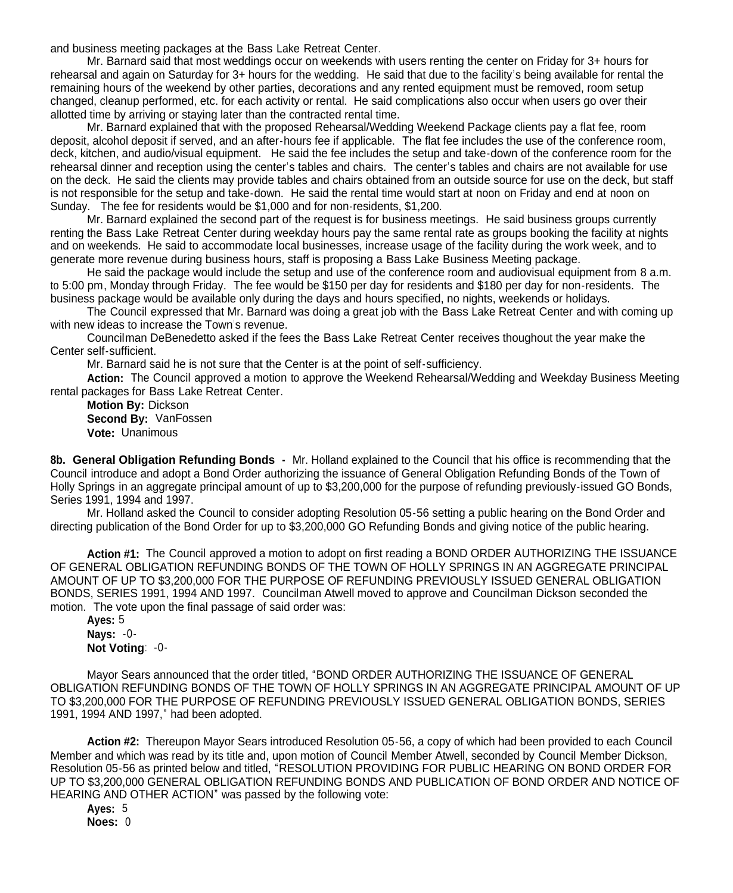and business meeting packages at the Bass Lake Retreat Center.

Mr. Barnard said that most weddings occur on weekends with users renting the center on Friday for 3+ hours for rehearsal and again on Saturday for 3+ hours for the wedding. He said that due to the facility's being available for rental the remaining hours of the weekend by other parties, decorations and any rented equipment must be removed, room setup changed, cleanup performed, etc. for each activity or rental. He said complications also occur when users go over their allotted time by arriving or staying later than the contracted rental time.

Mr. Barnard explained that with the proposed Rehearsal/Wedding Weekend Package clients pay a flat fee, room deposit, alcohol deposit if served, and an after-hours fee if applicable. The flat fee includes the use of the conference room, deck, kitchen, and audio/visual equipment. He said the fee includes the setup and take-down of the conference room for the rehearsal dinner and reception using the center's tables and chairs. The center's tables and chairs are not available for use on the deck. He said the clients may provide tables and chairs obtained from an outside source for use on the deck, but staff is not responsible for the setup and take-down. He said the rental time would start at noon on Friday and end at noon on Sunday. The fee for residents would be $1,000 and for non-residents, $1,200.

Mr. Barnard explained the second part of the request is for business meetings. He said business groups currently renting the Bass Lake Retreat Center during weekday hours pay the same rental rate as groups booking the facility at nights and on weekends. He said to accommodate local businesses, increase usage of the facility during the work week, and to generate more revenue during business hours, staff is proposing a Bass Lake Business Meeting package.

He said the package would include the setup and use of the conference room and audiovisual equipment from 8 a.m. to 5:00 pm, Monday through Friday. The fee would be $150 per day for residents and $180 per day for non-residents. The business package would be available only during the days and hours specified, no nights, weekends or holidays.

The Council expressed that Mr. Barnard was doing a great job with the Bass Lake Retreat Center and with coming up with new ideas to increase the Town's revenue.

Councilman DeBenedetto asked if the fees the Bass Lake Retreat Center receives thoughout the year make the Center self-sufficient.

Mr. Barnard said he is not sure that the Center is at the point of self-sufficiency.

**Action:** The Council approved a motion to approve the Weekend Rehearsal/Wedding and Weekday Business Meeting rental packages for Bass Lake Retreat Center.

**Motion By:** Dickson
**Second By:** VanFossen
**Vote:** Unanimous

**8b. General Obligation Refunding Bonds -** Mr. Holland explained to the Council that his office is recommending that the Council introduce and adopt a Bond Order authorizing the issuance of General Obligation Refunding Bonds of the Town of Holly Springs in an aggregate principal amount of up to $3,200,000 for the purpose of refunding previously-issued GO Bonds, Series 1991, 1994 and 1997.

Mr. Holland asked the Council to consider adopting Resolution 05-56 setting a public hearing on the Bond Order and directing publication of the Bond Order for up to $3,200,000 GO Refunding Bonds and giving notice of the public hearing.

**Action #1:** The Council approved a motion to adopt on first reading a BOND ORDER AUTHORIZING THE ISSUANCE OF GENERAL OBLIGATION REFUNDING BONDS OF THE TOWN OF HOLLY SPRINGS IN AN AGGREGATE PRINCIPAL AMOUNT OF UP TO $3,200,000 FOR THE PURPOSE OF REFUNDING PREVIOUSLY ISSUED GENERAL OBLIGATION BONDS, SERIES 1991, 1994 AND 1997. Councilman Atwell moved to approve and Councilman Dickson seconded the motion. The vote upon the final passage of said order was:

**Ayes:** 5
**Nays:** -0-
**Not Voting**: -0-

Mayor Sears announced that the order titled, "BOND ORDER AUTHORIZING THE ISSUANCE OF GENERAL OBLIGATION REFUNDING BONDS OF THE TOWN OF HOLLY SPRINGS IN AN AGGREGATE PRINCIPAL AMOUNT OF UP TO $3,200,000 FOR THE PURPOSE OF REFUNDING PREVIOUSLY ISSUED GENERAL OBLIGATION BONDS, SERIES 1991, 1994 AND 1997," had been adopted.

**Action #2:** Thereupon Mayor Sears introduced Resolution 05-56, a copy of which had been provided to each Council Member and which was read by its title and, upon motion of Council Member Atwell, seconded by Council Member Dickson, Resolution 05-56 as printed below and titled, "RESOLUTION PROVIDING FOR PUBLIC HEARING ON BOND ORDER FOR UP TO $3,200,000 GENERAL OBLIGATION REFUNDING BONDS AND PUBLICATION OF BOND ORDER AND NOTICE OF HEARING AND OTHER ACTION" was passed by the following vote:

**Ayes:** 5
**Noes:** 0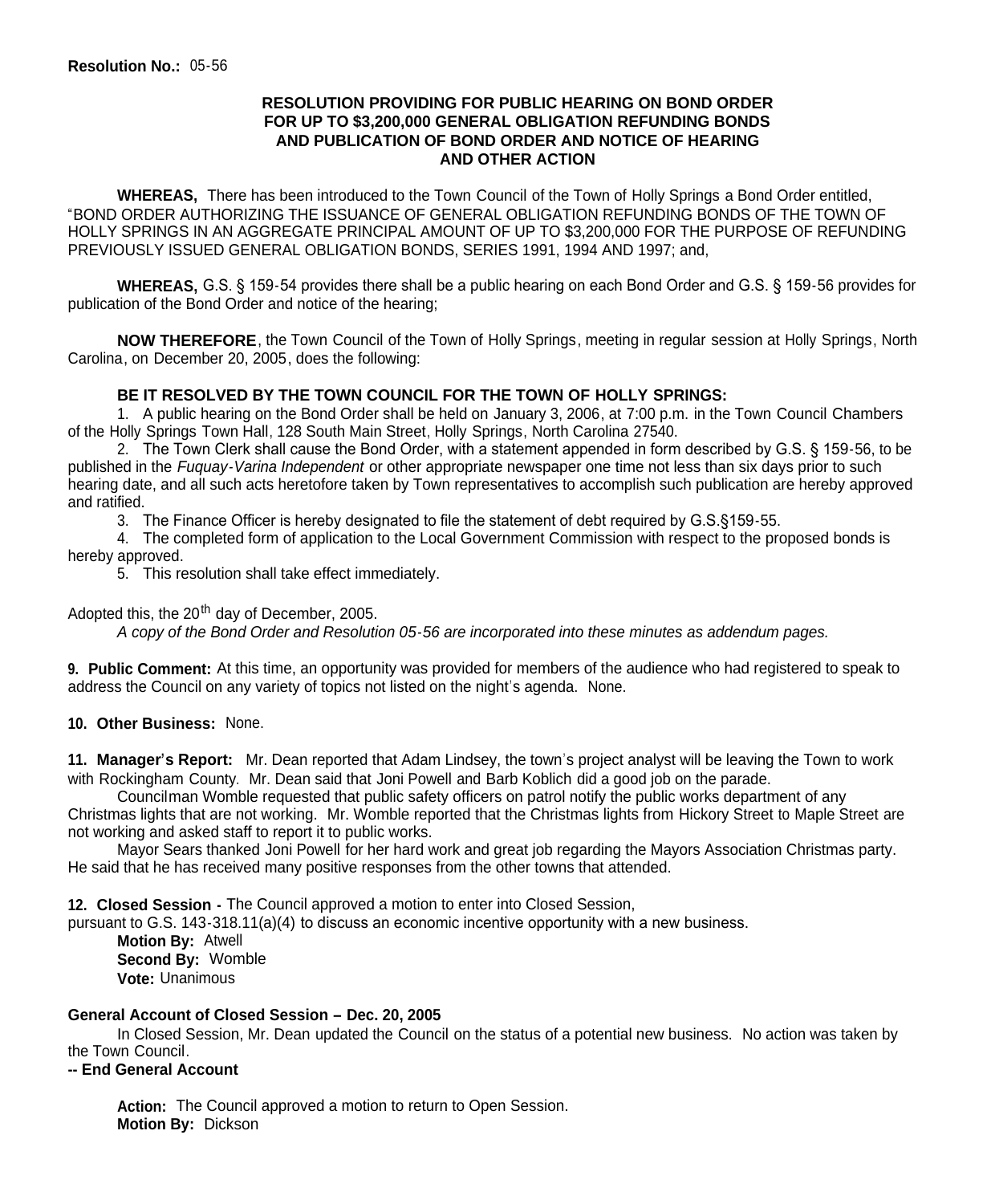**Resolution No.:** 05-56

**RESOLUTION PROVIDING FOR PUBLIC HEARING ON BOND ORDER FOR UP TO $3,200,000 GENERAL OBLIGATION REFUNDING BONDS AND PUBLICATION OF BOND ORDER AND NOTICE OF HEARING AND OTHER ACTION**

**WHEREAS,** There has been introduced to the Town Council of the Town of Holly Springs a Bond Order entitled, "BOND ORDER AUTHORIZING THE ISSUANCE OF GENERAL OBLIGATION REFUNDING BONDS OF THE TOWN OF HOLLY SPRINGS IN AN AGGREGATE PRINCIPAL AMOUNT OF UP TO $3,200,000 FOR THE PURPOSE OF REFUNDING PREVIOUSLY ISSUED GENERAL OBLIGATION BONDS, SERIES 1991, 1994 AND 1997; and,

**WHEREAS,** G.S. § 159-54 provides there shall be a public hearing on each Bond Order and G.S. § 159-56 provides for publication of the Bond Order and notice of the hearing;

**NOW THEREFORE**, the Town Council of the Town of Holly Springs, meeting in regular session at Holly Springs, North Carolina, on December 20, 2005, does the following:

**BE IT RESOLVED BY THE TOWN COUNCIL FOR THE TOWN OF HOLLY SPRINGS:**

1. A public hearing on the Bond Order shall be held on January 3, 2006, at 7:00 p.m. in the Town Council Chambers of the Holly Springs Town Hall, 128 South Main Street, Holly Springs, North Carolina 27540.
2. The Town Clerk shall cause the Bond Order, with a statement appended in form described by G.S. § 159-56, to be published in the *Fuquay-Varina Independent* or other appropriate newspaper one time not less than six days prior to such hearing date, and all such acts heretofore taken by Town representatives to accomplish such publication are hereby approved and ratified.
3. The Finance Officer is hereby designated to file the statement of debt required by G.S.§159-55.
4. The completed form of application to the Local Government Commission with respect to the proposed bonds is hereby approved.
5. This resolution shall take effect immediately.

Adopted this, the 20th day of December, 2005.

*A copy of the Bond Order and Resolution 05-56 are incorporated into these minutes as addendum pages.*

**9. Public Comment:** At this time, an opportunity was provided for members of the audience who had registered to speak to address the Council on any variety of topics not listed on the night's agenda. None.

**10. Other Business:** None.

**11. Manager's Report:** Mr. Dean reported that Adam Lindsey, the town's project analyst will be leaving the Town to work with Rockingham County. Mr. Dean said that Joni Powell and Barb Koblich did a good job on the parade.

Councilman Womble requested that public safety officers on patrol notify the public works department of any Christmas lights that are not working. Mr. Womble reported that the Christmas lights from Hickory Street to Maple Street are not working and asked staff to report it to public works.

Mayor Sears thanked Joni Powell for her hard work and great job regarding the Mayors Association Christmas party. He said that he has received many positive responses from the other towns that attended.

**12. Closed Session -** The Council approved a motion to enter into Closed Session, pursuant to G.S. 143-318.11(a)(4) to discuss an economic incentive opportunity with a new business.

**Motion By:** Atwell
**Second By:** Womble
**Vote:** Unanimous

**General Account of Closed Session – Dec. 20, 2005**

In Closed Session, Mr. Dean updated the Council on the status of a potential new business. No action was taken by the Town Council.

**-- End General Account**

**Action:** The Council approved a motion to return to Open Session.
**Motion By:** Dickson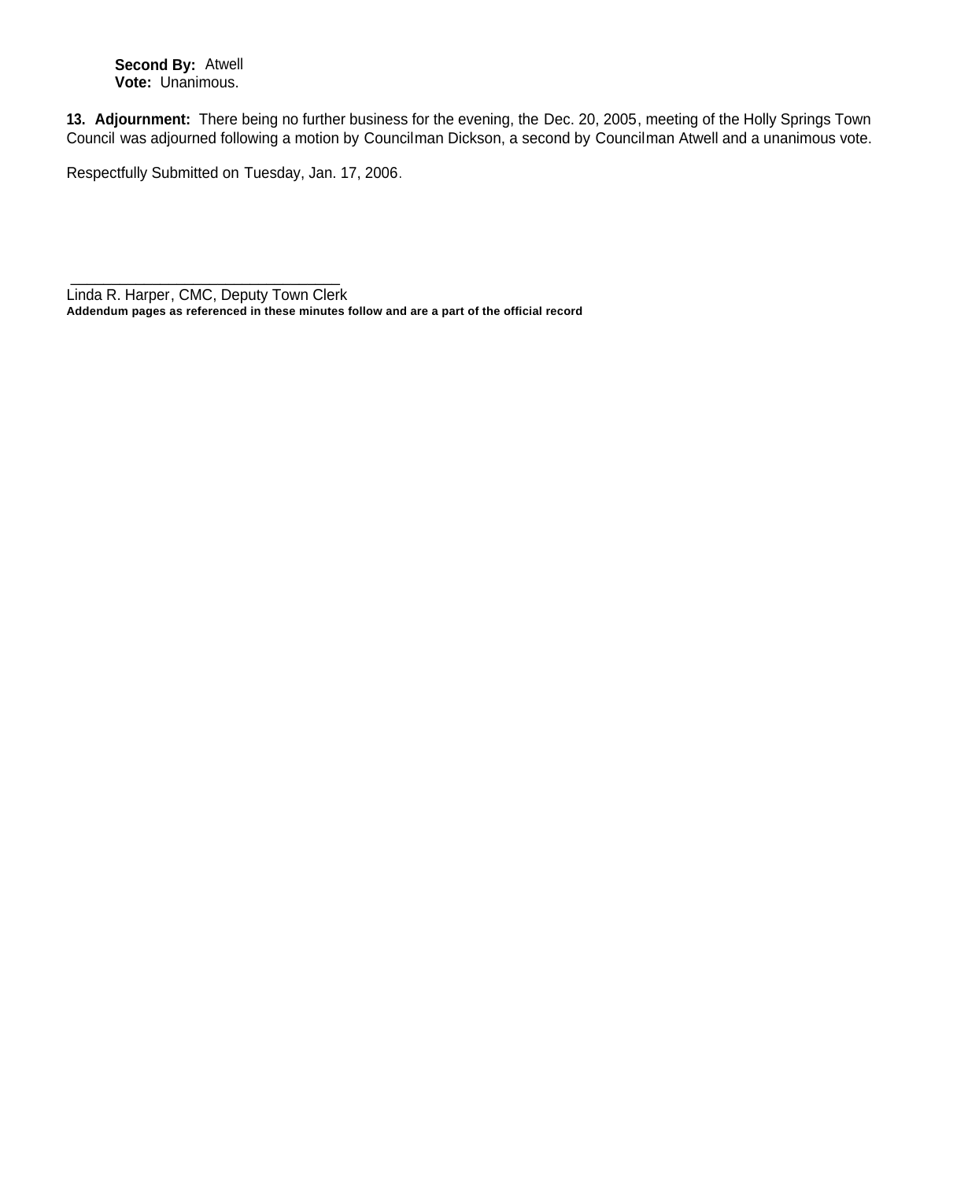**Second By:** Atwell
**Vote:** Unanimous.

**13. Adjournment:** There being no further business for the evening, the Dec. 20, 2005, meeting of the Holly Springs Town Council was adjourned following a motion by Councilman Dickson, a second by Councilman Atwell and a unanimous vote.

Respectfully Submitted on Tuesday, Jan. 17, 2006.

\_\_\_\_\_\_\_\_\_\_\_\_\_\_\_\_\_\_\_\_\_\_\_\_\_\_\_\_\_\_\_\_

Linda R. Harper, CMC, Deputy Town Clerk

**Addendum pages as referenced in these minutes follow and are a part of the official record**